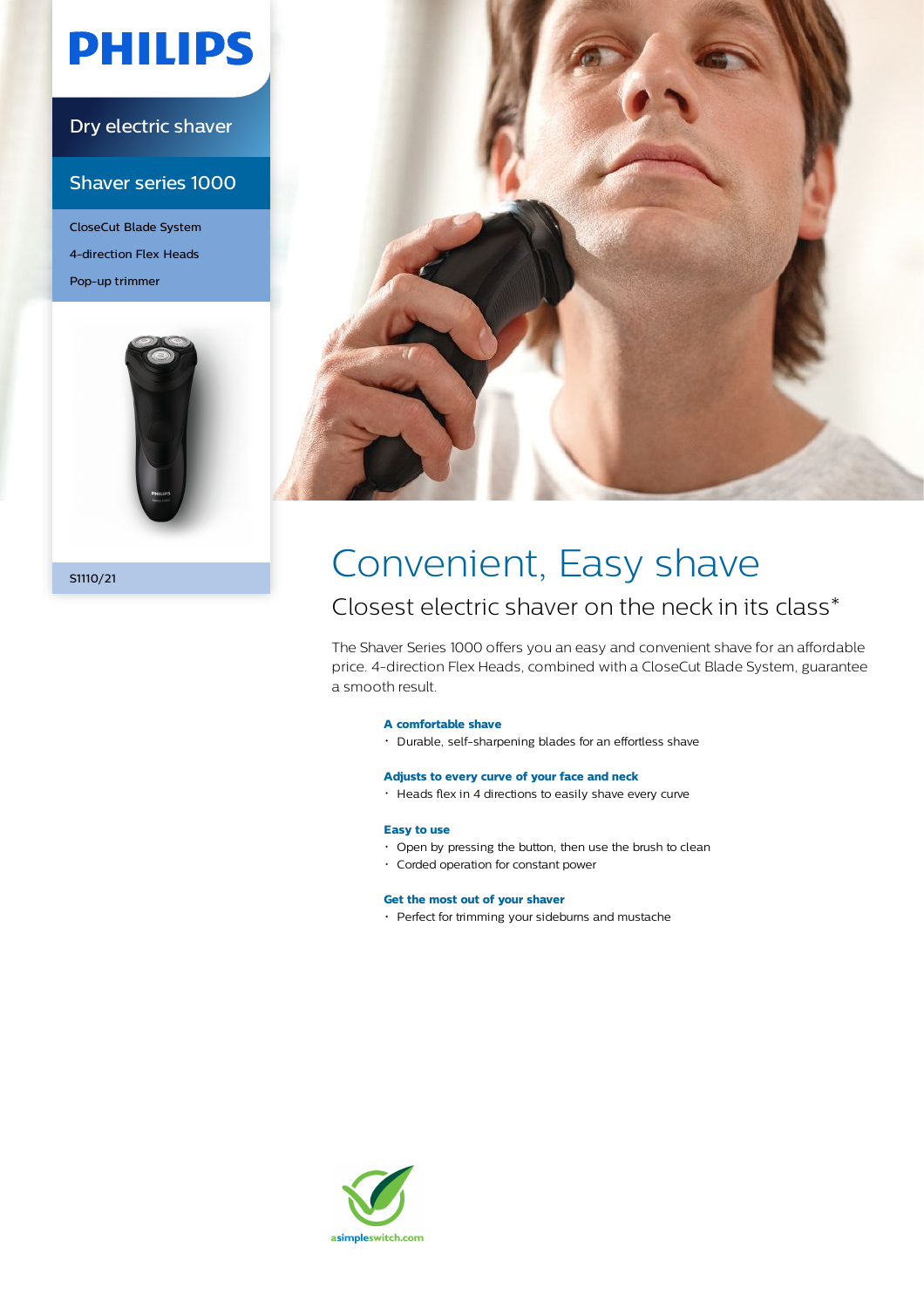PHILIPS

Dry electric shaver

Shaver series 1000

CloseCut Blade System

4-direction Flex Heads

Pop-up trimmer

S1110/21

# Convenient, Easy shave

## Closest electric shaver on the neck in its class*

The Shaver Series 1000 offers you an easy and convenient shave for an affordable price. 4-direction Flex Heads, combined with a CloseCut Blade System, guarantee a smooth result.

**A comfortable shave**

- Durable, self-sharpening blades for an effortless shave

**Adjusts to every curve of your face and neck**

- Heads flex in 4 directions to easily shave every curve

**Easy to use**

- Open by pressing the button, then use the brush to clean
- Corded operation for constant power

**Get the most out of your shaver**

- Perfect for trimming your sideburns and mustache

asimpleswitch.com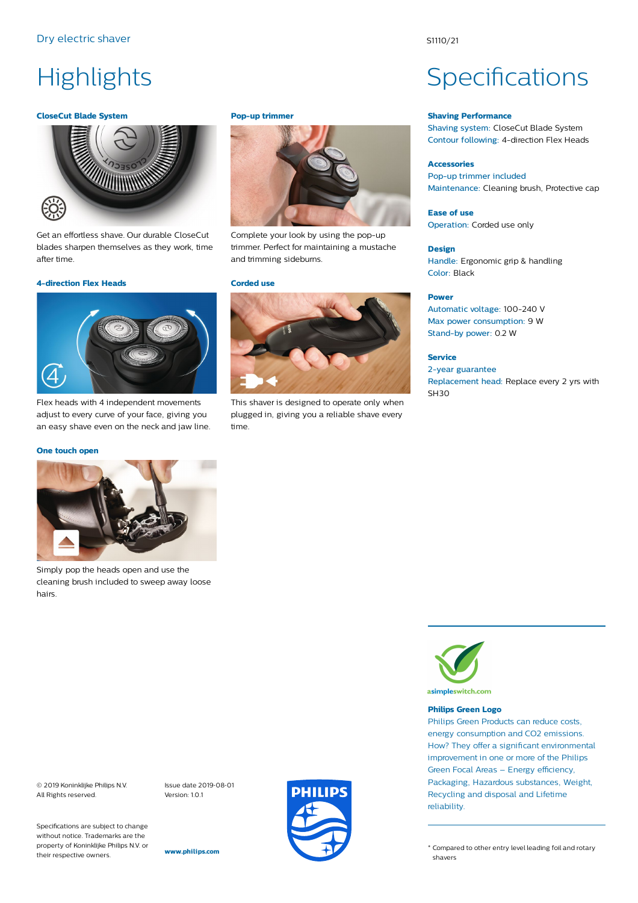Dry electric shaver

S1110/21

# Highlights

### CloseCut Blade System

Get an effortless shave. Our durable CloseCut blades sharpen themselves as they work, time after time.

### 4-direction Flex Heads

Flex heads with 4 independent movements adjust to every curve of your face, giving you an easy shave even on the neck and jaw line.

### One touch open

Simply pop the heads open and use the cleaning brush included to sweep away loose hairs.

### Pop-up trimmer

Complete your look by using the pop-up trimmer. Perfect for maintaining a mustache and trimming sideburns.

### Corded use

This shaver is designed to operate only when plugged in, giving you a reliable shave every time.

# Specifications

### Shaving Performance

- Shaving system: CloseCut Blade System
- Contour following: 4-direction Flex Heads

### Accessories

- Pop-up trimmer included
- Maintenance: Cleaning brush, Protective cap

### Ease of use

- Operation: Corded use only

### Design

- Handle: Ergonomic grip & handling
- Color: Black

### Power

- Automatic voltage: 100-240 V
- Max power consumption: 9 W
- Stand-by power: 0.2 W

### Service

- 2-year guarantee
- Replacement head: Replace every 2 yrs with SH30

asimpleswitch.com

### Philips Green Logo

Philips Green Products can reduce costs, energy consumption and CO2 emissions. How? They offer a significant environmental improvement in one or more of the Philips Green Focal Areas – Energy efficiency, Packaging, Hazardous substances, Weight, Recycling and disposal and Lifetime reliability.

\* Compared to other entry level leading foil and rotary shavers

© 2019 Koninklijke Philips N.V.
All Rights reserved.

Issue date 2019-08-01
Version: 1.0.1

Specifications are subject to change without notice. Trademarks are the property of Koninklijke Philips N.V. or their respective owners.

www.philips.com

PHILIPS